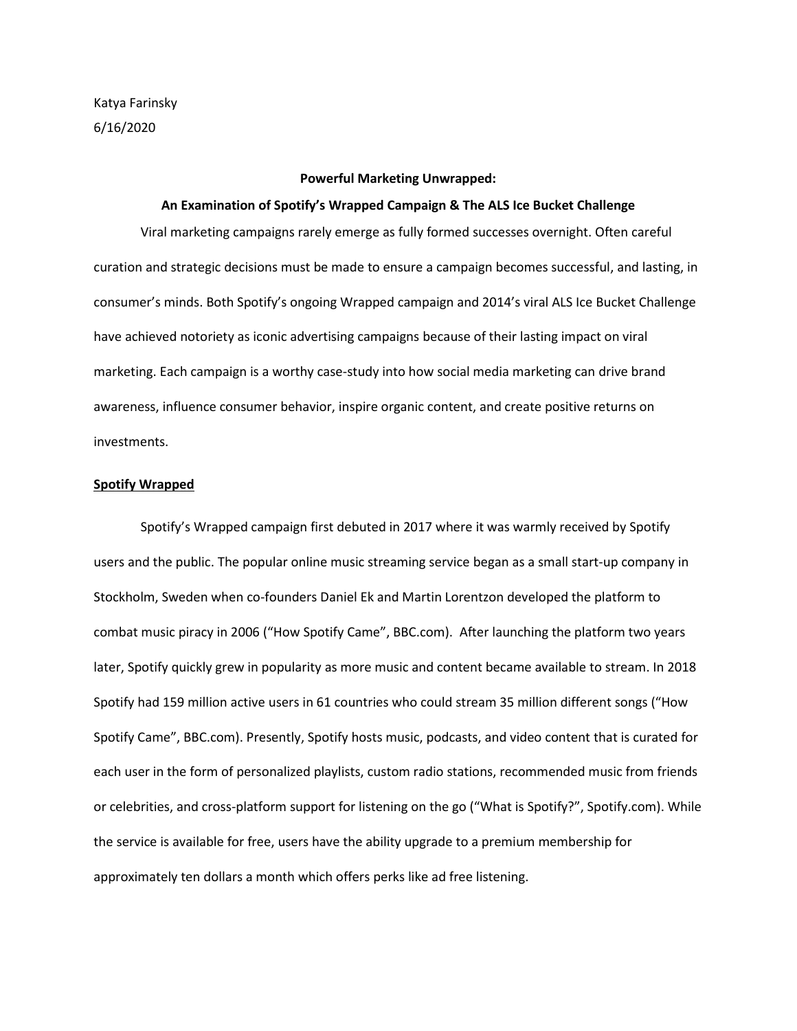Katya Farinsky
6/16/2020

**Powerful Marketing Unwrapped:**

**An Examination of Spotify's Wrapped Campaign & The ALS Ice Bucket Challenge**

Viral marketing campaigns rarely emerge as fully formed successes overnight. Often careful curation and strategic decisions must be made to ensure a campaign becomes successful, and lasting, in consumer's minds. Both Spotify's ongoing Wrapped campaign and 2014's viral ALS Ice Bucket Challenge have achieved notoriety as iconic advertising campaigns because of their lasting impact on viral marketing. Each campaign is a worthy case-study into how social media marketing can drive brand awareness, influence consumer behavior, inspire organic content, and create positive returns on investments.

## Spotify Wrapped

Spotify's Wrapped campaign first debuted in 2017 where it was warmly received by Spotify users and the public. The popular online music streaming service began as a small start-up company in Stockholm, Sweden when co-founders Daniel Ek and Martin Lorentzon developed the platform to combat music piracy in 2006 ("How Spotify Came", BBC.com). After launching the platform two years later, Spotify quickly grew in popularity as more music and content became available to stream. In 2018 Spotify had 159 million active users in 61 countries who could stream 35 million different songs ("How Spotify Came", BBC.com). Presently, Spotify hosts music, podcasts, and video content that is curated for each user in the form of personalized playlists, custom radio stations, recommended music from friends or celebrities, and cross-platform support for listening on the go ("What is Spotify?", Spotify.com). While the service is available for free, users have the ability upgrade to a premium membership for approximately ten dollars a month which offers perks like ad free listening.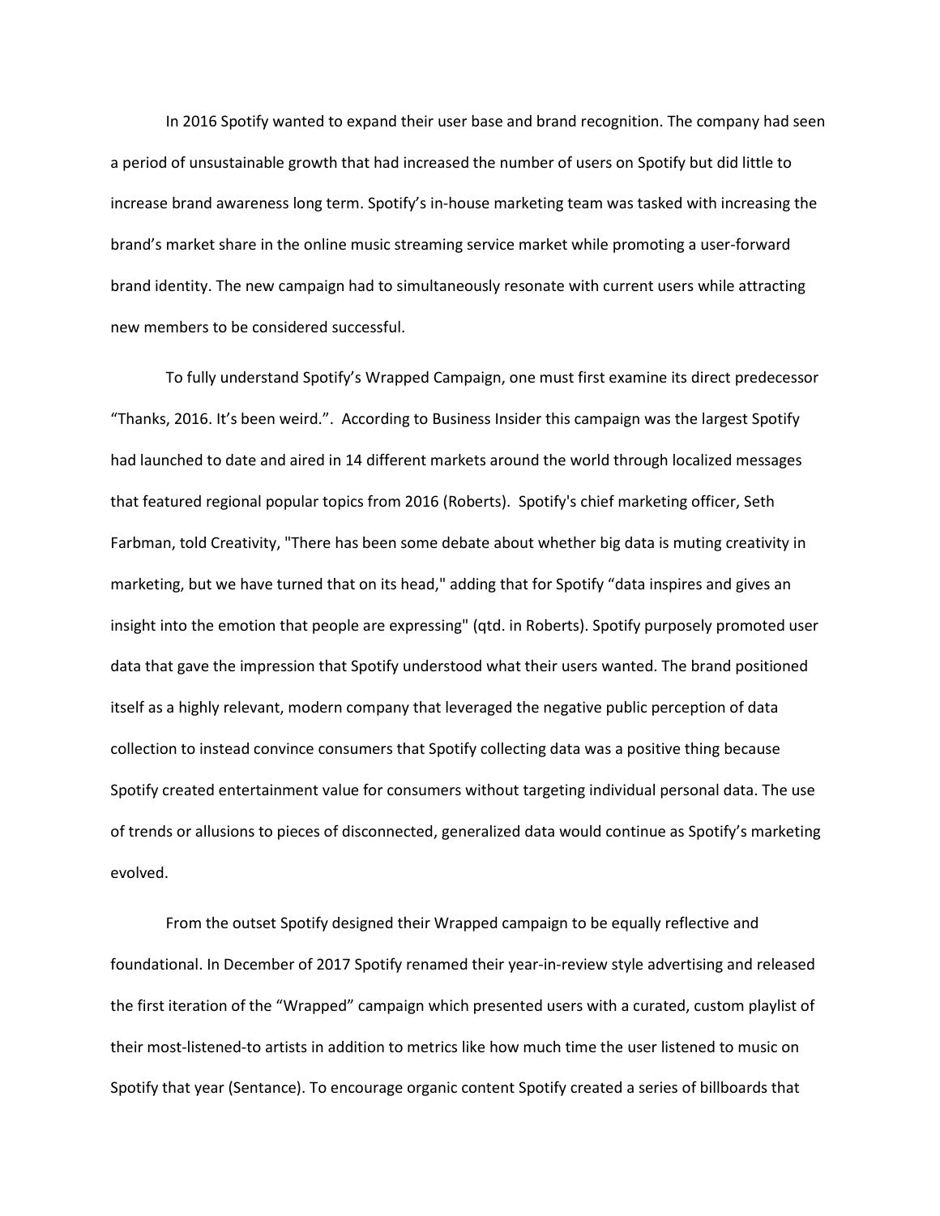In 2016 Spotify wanted to expand their user base and brand recognition. The company had seen a period of unsustainable growth that had increased the number of users on Spotify but did little to increase brand awareness long term. Spotify's in-house marketing team was tasked with increasing the brand's market share in the online music streaming service market while promoting a user-forward brand identity. The new campaign had to simultaneously resonate with current users while attracting new members to be considered successful.

To fully understand Spotify's Wrapped Campaign, one must first examine its direct predecessor "Thanks, 2016. It's been weird.". According to Business Insider this campaign was the largest Spotify had launched to date and aired in 14 different markets around the world through localized messages that featured regional popular topics from 2016 (Roberts). Spotify's chief marketing officer, Seth Farbman, told Creativity, "There has been some debate about whether big data is muting creativity in marketing, but we have turned that on its head," adding that for Spotify "data inspires and gives an insight into the emotion that people are expressing" (qtd. in Roberts). Spotify purposely promoted user data that gave the impression that Spotify understood what their users wanted. The brand positioned itself as a highly relevant, modern company that leveraged the negative public perception of data collection to instead convince consumers that Spotify collecting data was a positive thing because Spotify created entertainment value for consumers without targeting individual personal data. The use of trends or allusions to pieces of disconnected, generalized data would continue as Spotify's marketing evolved.

From the outset Spotify designed their Wrapped campaign to be equally reflective and foundational. In December of 2017 Spotify renamed their year-in-review style advertising and released the first iteration of the "Wrapped" campaign which presented users with a curated, custom playlist of their most-listened-to artists in addition to metrics like how much time the user listened to music on Spotify that year (Sentance). To encourage organic content Spotify created a series of billboards that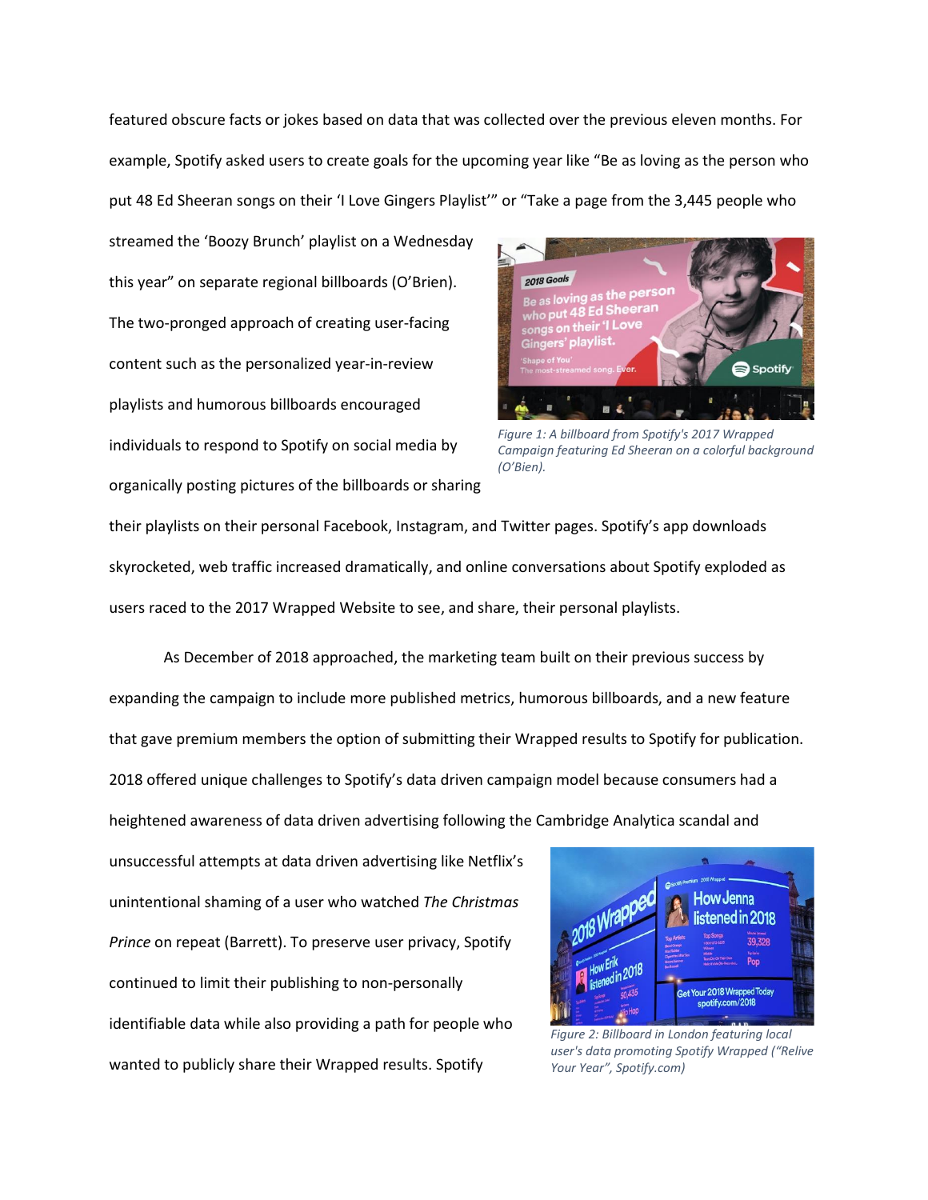featured obscure facts or jokes based on data that was collected over the previous eleven months. For example, Spotify asked users to create goals for the upcoming year like "Be as loving as the person who put 48 Ed Sheeran songs on their 'I Love Gingers Playlist'" or "Take a page from the 3,445 people who streamed the 'Boozy Brunch' playlist on a Wednesday this year" on separate regional billboards (O'Brien). The two-pronged approach of creating user-facing content such as the personalized year-in-review playlists and humorous billboards encouraged individuals to respond to Spotify on social media by organically posting pictures of the billboards or sharing their playlists on their personal Facebook, Instagram, and Twitter pages. Spotify's app downloads skyrocketed, web traffic increased dramatically, and online conversations about Spotify exploded as users raced to the 2017 Wrapped Website to see, and share, their personal playlists.

*Figure 1: A billboard from Spotify's 2017 Wrapped Campaign featuring Ed Sheeran on a colorful background (O'Bien).*

As December of 2018 approached, the marketing team built on their previous success by expanding the campaign to include more published metrics, humorous billboards, and a new feature that gave premium members the option of submitting their Wrapped results to Spotify for publication. 2018 offered unique challenges to Spotify's data driven campaign model because consumers had a heightened awareness of data driven advertising following the Cambridge Analytica scandal and unsuccessful attempts at data driven advertising like Netflix's unintentional shaming of a user who watched *The Christmas Prince* on repeat (Barrett). To preserve user privacy, Spotify continued to limit their publishing to non-personally identifiable data while also providing a path for people who wanted to publicly share their Wrapped results. Spotify

*Figure 2: Billboard in London featuring local user's data promoting Spotify Wrapped ("Relive Your Year", Spotify.com)*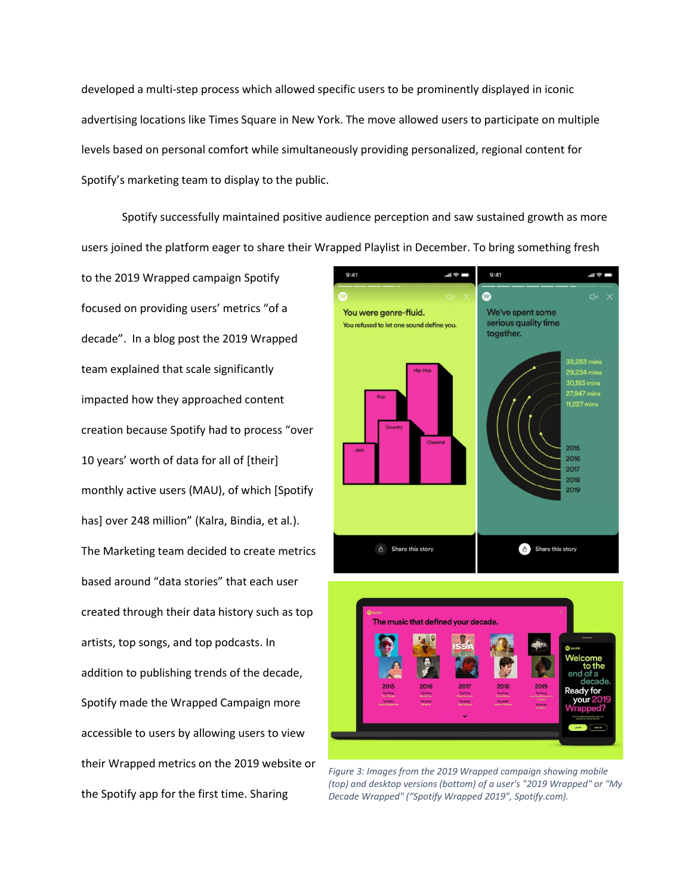developed a multi-step process which allowed specific users to be prominently displayed in iconic advertising locations like Times Square in New York. The move allowed users to participate on multiple levels based on personal comfort while simultaneously providing personalized, regional content for Spotify's marketing team to display to the public.

Spotify successfully maintained positive audience perception and saw sustained growth as more users joined the platform eager to share their Wrapped Playlist in December. To bring something fresh to the 2019 Wrapped campaign Spotify focused on providing users' metrics "of a decade". In a blog post the 2019 Wrapped team explained that scale significantly impacted how they approached content creation because Spotify had to process "over 10 years' worth of data for all of [their] monthly active users (MAU), of which [Spotify has] over 248 million" (Kalra, Bindia, et al.). The Marketing team decided to create metrics based around "data stories" that each user created through their data history such as top artists, top songs, and top podcasts. In addition to publishing trends of the decade, Spotify made the Wrapped Campaign more accessible to users by allowing users to view their Wrapped metrics on the 2019 website or the Spotify app for the first time. Sharing

*Figure 3: Images from the 2019 Wrapped campaign showing mobile (top) and desktop versions (bottom) of a user's "2019 Wrapped" or "My Decade Wrapped" ("Spotify Wrapped 2019", Spotify.com).*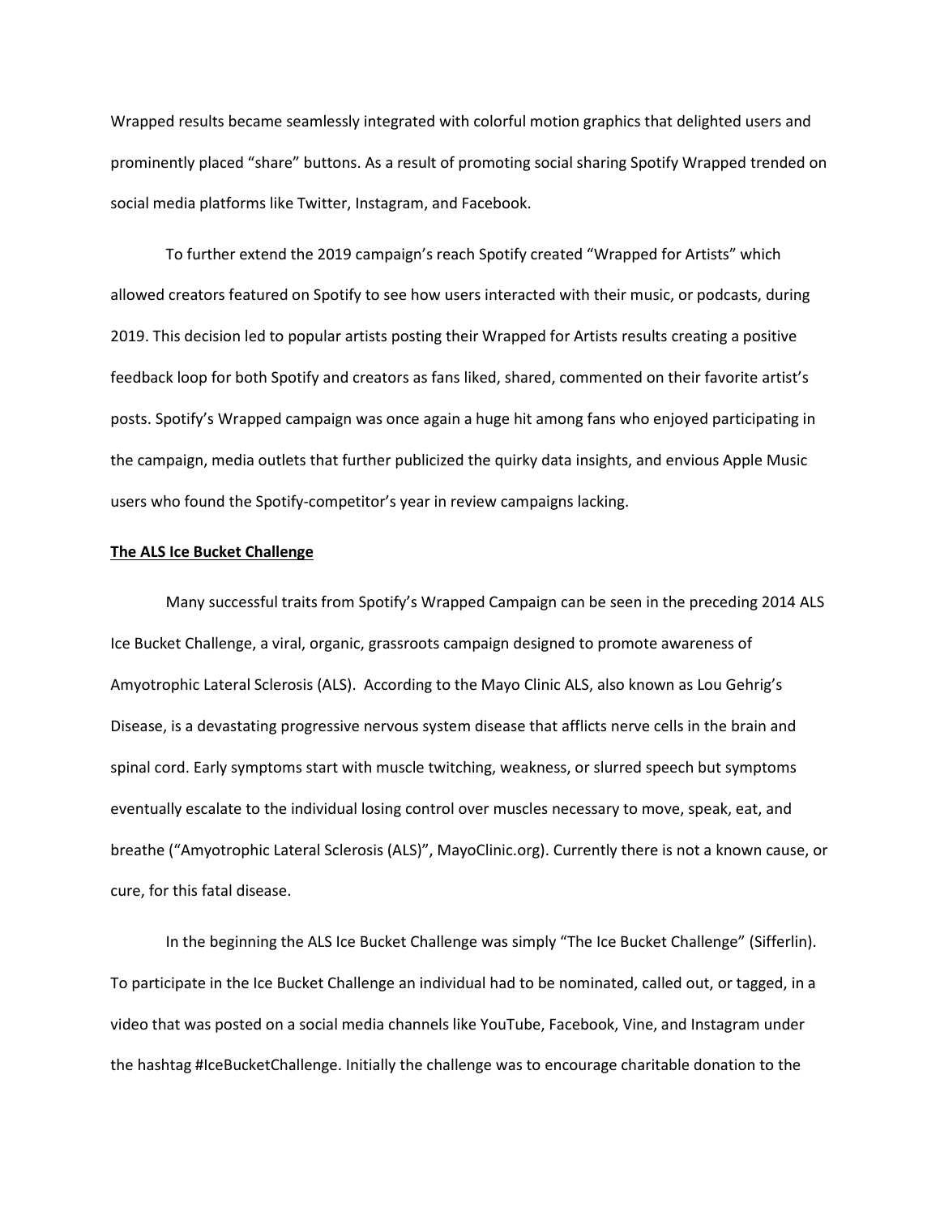Wrapped results became seamlessly integrated with colorful motion graphics that delighted users and prominently placed "share" buttons. As a result of promoting social sharing Spotify Wrapped trended on social media platforms like Twitter, Instagram, and Facebook.

To further extend the 2019 campaign's reach Spotify created "Wrapped for Artists" which allowed creators featured on Spotify to see how users interacted with their music, or podcasts, during 2019. This decision led to popular artists posting their Wrapped for Artists results creating a positive feedback loop for both Spotify and creators as fans liked, shared, commented on their favorite artist's posts. Spotify's Wrapped campaign was once again a huge hit among fans who enjoyed participating in the campaign, media outlets that further publicized the quirky data insights, and envious Apple Music users who found the Spotify-competitor's year in review campaigns lacking.

**The ALS Ice Bucket Challenge**

Many successful traits from Spotify's Wrapped Campaign can be seen in the preceding 2014 ALS Ice Bucket Challenge, a viral, organic, grassroots campaign designed to promote awareness of Amyotrophic Lateral Sclerosis (ALS). According to the Mayo Clinic ALS, also known as Lou Gehrig's Disease, is a devastating progressive nervous system disease that afflicts nerve cells in the brain and spinal cord. Early symptoms start with muscle twitching, weakness, or slurred speech but symptoms eventually escalate to the individual losing control over muscles necessary to move, speak, eat, and breathe ("Amyotrophic Lateral Sclerosis (ALS)", MayoClinic.org). Currently there is not a known cause, or cure, for this fatal disease.

In the beginning the ALS Ice Bucket Challenge was simply "The Ice Bucket Challenge" (Sifferlin). To participate in the Ice Bucket Challenge an individual had to be nominated, called out, or tagged, in a video that was posted on a social media channels like YouTube, Facebook, Vine, and Instagram under the hashtag #IceBucketChallenge. Initially the challenge was to encourage charitable donation to the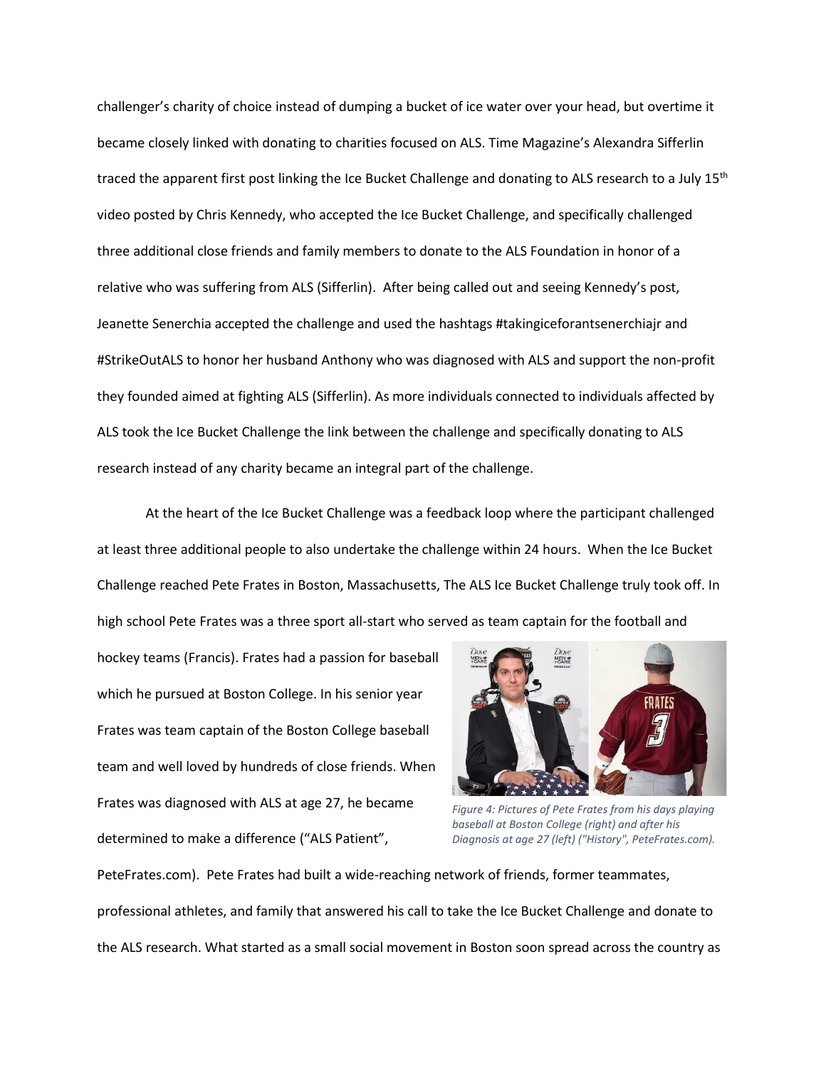challenger's charity of choice instead of dumping a bucket of ice water over your head, but overtime it became closely linked with donating to charities focused on ALS. Time Magazine's Alexandra Sifferlin traced the apparent first post linking the Ice Bucket Challenge and donating to ALS research to a July 15th video posted by Chris Kennedy, who accepted the Ice Bucket Challenge, and specifically challenged three additional close friends and family members to donate to the ALS Foundation in honor of a relative who was suffering from ALS (Sifferlin). After being called out and seeing Kennedy's post, Jeanette Senerchia accepted the challenge and used the hashtags #takingiceforantsenerchiajr and #StrikeOutALS to honor her husband Anthony who was diagnosed with ALS and support the non-profit they founded aimed at fighting ALS (Sifferlin). As more individuals connected to individuals affected by ALS took the Ice Bucket Challenge the link between the challenge and specifically donating to ALS research instead of any charity became an integral part of the challenge.

At the heart of the Ice Bucket Challenge was a feedback loop where the participant challenged at least three additional people to also undertake the challenge within 24 hours. When the Ice Bucket Challenge reached Pete Frates in Boston, Massachusetts, The ALS Ice Bucket Challenge truly took off. In high school Pete Frates was a three sport all-start who served as team captain for the football and hockey teams (Francis). Frates had a passion for baseball which he pursued at Boston College. In his senior year Frates was team captain of the Boston College baseball team and well loved by hundreds of close friends. When Frates was diagnosed with ALS at age 27, he became determined to make a difference ("ALS Patient", PeteFrates.com). Pete Frates had built a wide-reaching network of friends, former teammates, professional athletes, and family that answered his call to take the Ice Bucket Challenge and donate to the ALS research. What started as a small social movement in Boston soon spread across the country as

*Figure 4: Pictures of Pete Frates from his days playing baseball at Boston College (right) and after his Diagnosis at age 27 (left) ("History", PeteFrates.com).*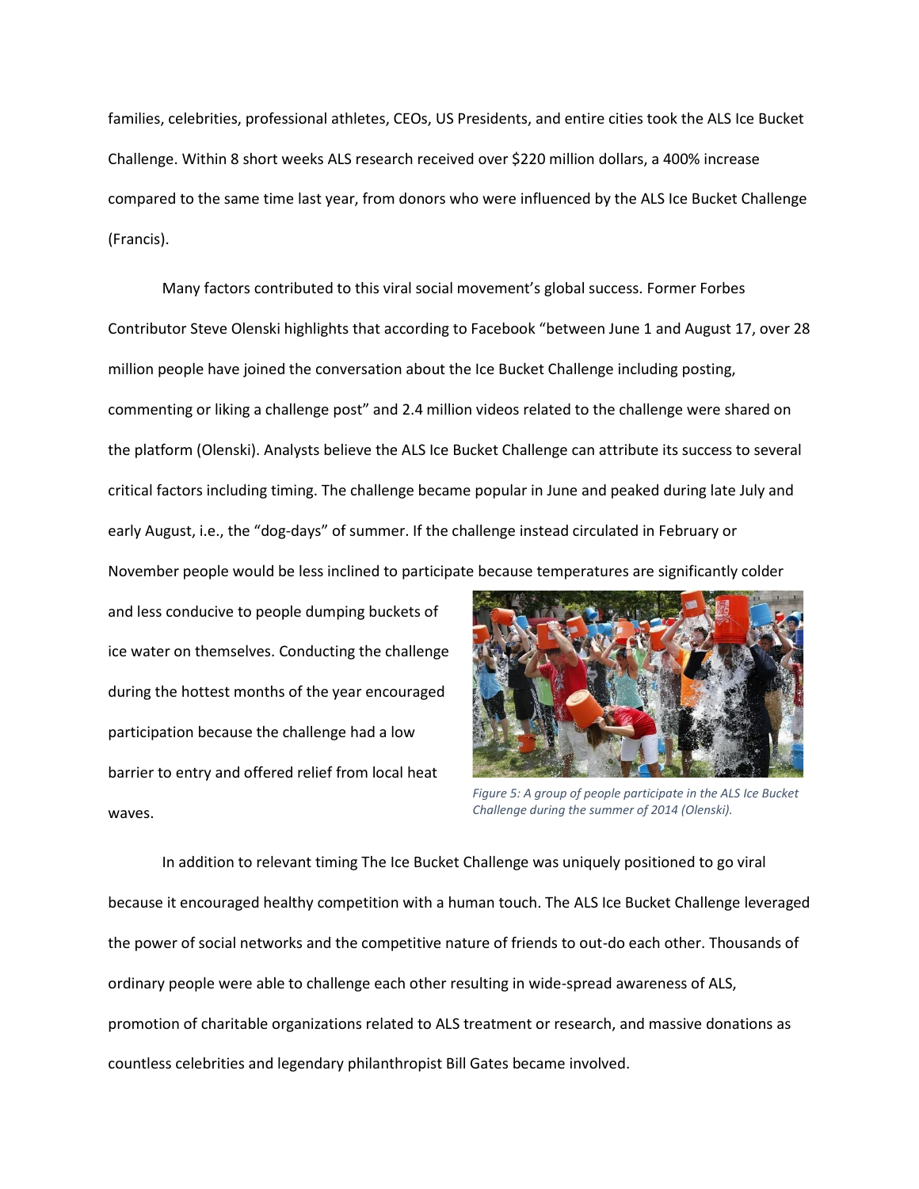families, celebrities, professional athletes, CEOs, US Presidents, and entire cities took the ALS Ice Bucket Challenge. Within 8 short weeks ALS research received over $220 million dollars, a 400% increase compared to the same time last year, from donors who were influenced by the ALS Ice Bucket Challenge (Francis).

Many factors contributed to this viral social movement's global success. Former Forbes Contributor Steve Olenski highlights that according to Facebook "between June 1 and August 17, over 28 million people have joined the conversation about the Ice Bucket Challenge including posting, commenting or liking a challenge post" and 2.4 million videos related to the challenge were shared on the platform (Olenski). Analysts believe the ALS Ice Bucket Challenge can attribute its success to several critical factors including timing. The challenge became popular in June and peaked during late July and early August, i.e., the "dog-days" of summer. If the challenge instead circulated in February or November people would be less inclined to participate because temperatures are significantly colder and less conducive to people dumping buckets of ice water on themselves. Conducting the challenge during the hottest months of the year encouraged participation because the challenge had a low barrier to entry and offered relief from local heat waves.

*Figure 5: A group of people participate in the ALS Ice Bucket Challenge during the summer of 2014 (Olenski).*

In addition to relevant timing The Ice Bucket Challenge was uniquely positioned to go viral because it encouraged healthy competition with a human touch. The ALS Ice Bucket Challenge leveraged the power of social networks and the competitive nature of friends to out-do each other. Thousands of ordinary people were able to challenge each other resulting in wide-spread awareness of ALS, promotion of charitable organizations related to ALS treatment or research, and massive donations as countless celebrities and legendary philanthropist Bill Gates became involved.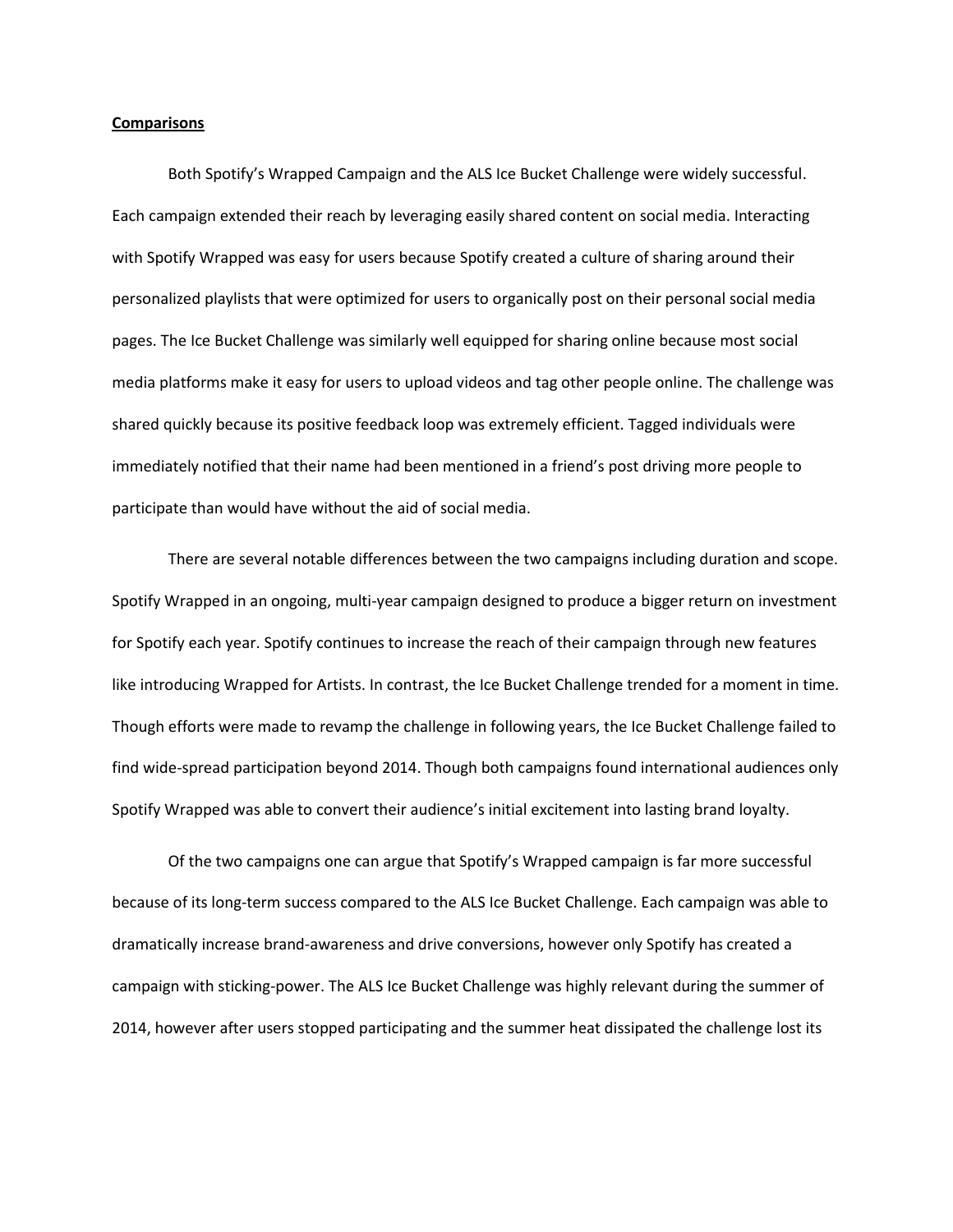**Comparisons**

Both Spotify's Wrapped Campaign and the ALS Ice Bucket Challenge were widely successful. Each campaign extended their reach by leveraging easily shared content on social media. Interacting with Spotify Wrapped was easy for users because Spotify created a culture of sharing around their personalized playlists that were optimized for users to organically post on their personal social media pages. The Ice Bucket Challenge was similarly well equipped for sharing online because most social media platforms make it easy for users to upload videos and tag other people online. The challenge was shared quickly because its positive feedback loop was extremely efficient. Tagged individuals were immediately notified that their name had been mentioned in a friend's post driving more people to participate than would have without the aid of social media.

There are several notable differences between the two campaigns including duration and scope. Spotify Wrapped in an ongoing, multi-year campaign designed to produce a bigger return on investment for Spotify each year. Spotify continues to increase the reach of their campaign through new features like introducing Wrapped for Artists. In contrast, the Ice Bucket Challenge trended for a moment in time. Though efforts were made to revamp the challenge in following years, the Ice Bucket Challenge failed to find wide-spread participation beyond 2014. Though both campaigns found international audiences only Spotify Wrapped was able to convert their audience's initial excitement into lasting brand loyalty.

Of the two campaigns one can argue that Spotify's Wrapped campaign is far more successful because of its long-term success compared to the ALS Ice Bucket Challenge. Each campaign was able to dramatically increase brand-awareness and drive conversions, however only Spotify has created a campaign with sticking-power. The ALS Ice Bucket Challenge was highly relevant during the summer of 2014, however after users stopped participating and the summer heat dissipated the challenge lost its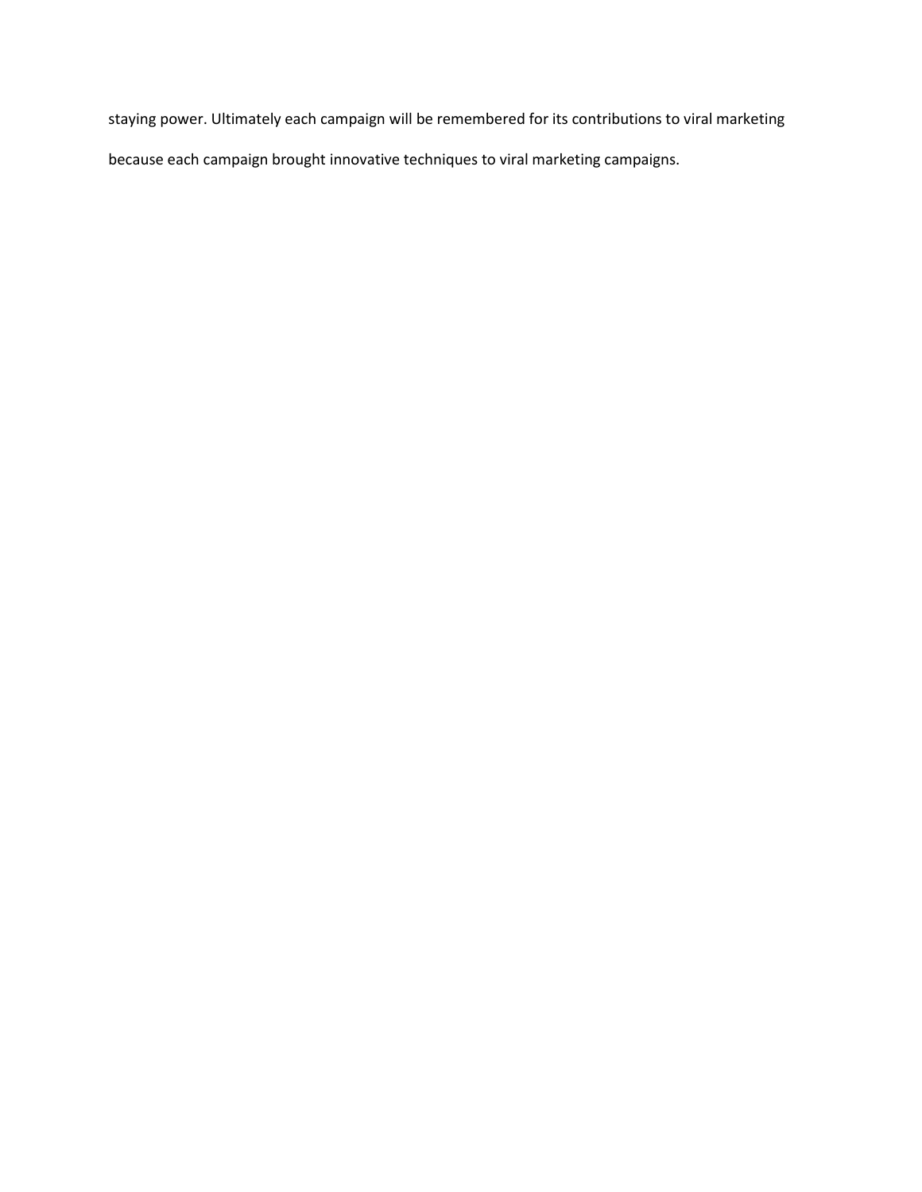staying power. Ultimately each campaign will be remembered for its contributions to viral marketing because each campaign brought innovative techniques to viral marketing campaigns.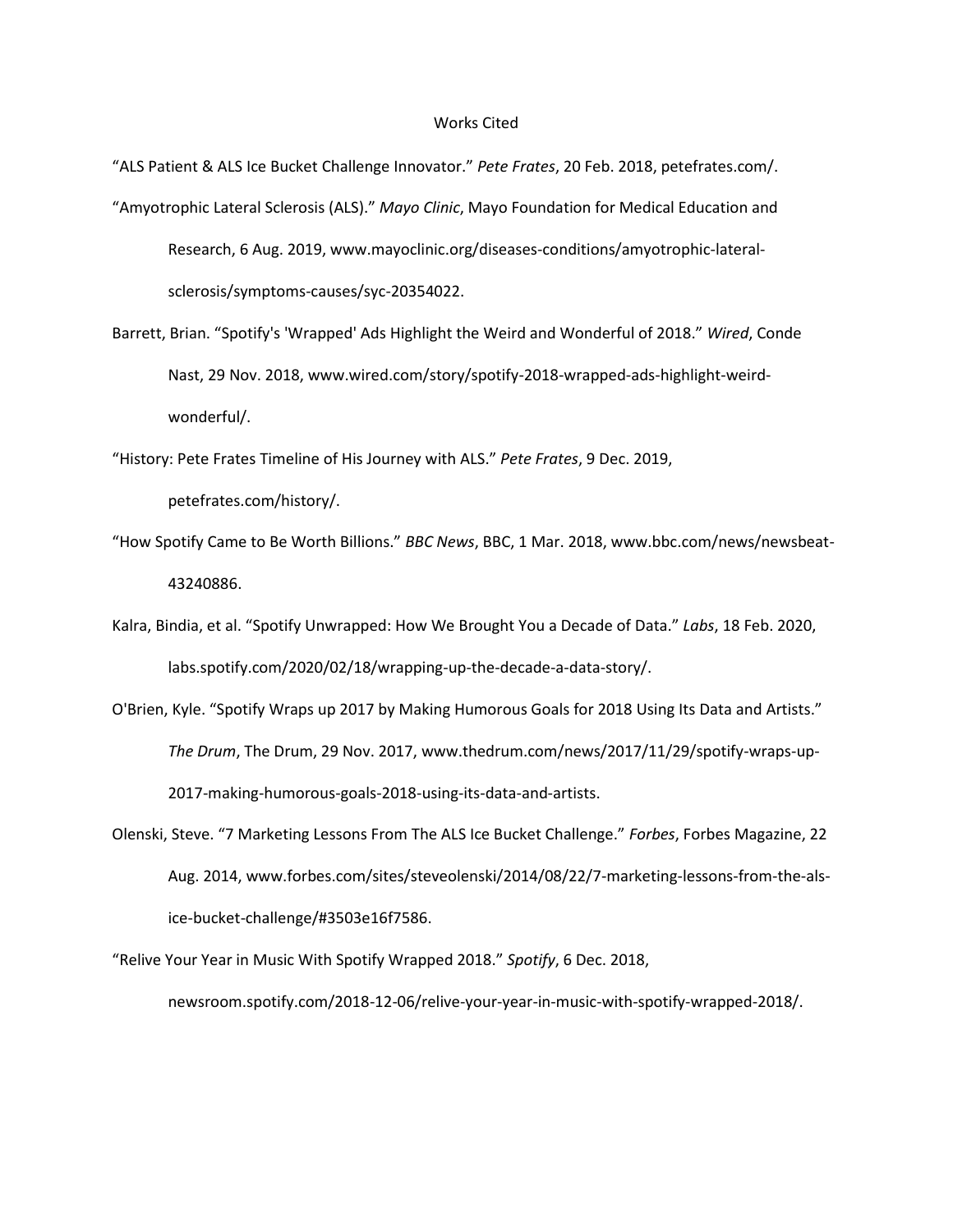# Works Cited

"ALS Patient & ALS Ice Bucket Challenge Innovator." *Pete Frates*, 20 Feb. 2018, petefrates.com/.

"Amyotrophic Lateral Sclerosis (ALS)." *Mayo Clinic*, Mayo Foundation for Medical Education and Research, 6 Aug. 2019, www.mayoclinic.org/diseases-conditions/amyotrophic-lateral-sclerosis/symptoms-causes/syc-20354022.

Barrett, Brian. "Spotify's 'Wrapped' Ads Highlight the Weird and Wonderful of 2018." *Wired*, Conde Nast, 29 Nov. 2018, www.wired.com/story/spotify-2018-wrapped-ads-highlight-weird-wonderful/.

"History: Pete Frates Timeline of His Journey with ALS." *Pete Frates*, 9 Dec. 2019, petefrates.com/history/.

"How Spotify Came to Be Worth Billions." *BBC News*, BBC, 1 Mar. 2018, www.bbc.com/news/newsbeat-43240886.

Kalra, Bindia, et al. "Spotify Unwrapped: How We Brought You a Decade of Data." *Labs*, 18 Feb. 2020, labs.spotify.com/2020/02/18/wrapping-up-the-decade-a-data-story/.

O'Brien, Kyle. "Spotify Wraps up 2017 by Making Humorous Goals for 2018 Using Its Data and Artists." *The Drum*, The Drum, 29 Nov. 2017, www.thedrum.com/news/2017/11/29/spotify-wraps-up-2017-making-humorous-goals-2018-using-its-data-and-artists.

Olenski, Steve. "7 Marketing Lessons From The ALS Ice Bucket Challenge." *Forbes*, Forbes Magazine, 22 Aug. 2014, www.forbes.com/sites/steveolenski/2014/08/22/7-marketing-lessons-from-the-als-ice-bucket-challenge/#3503e16f7586.

"Relive Your Year in Music With Spotify Wrapped 2018." *Spotify*, 6 Dec. 2018, newsroom.spotify.com/2018-12-06/relive-your-year-in-music-with-spotify-wrapped-2018/.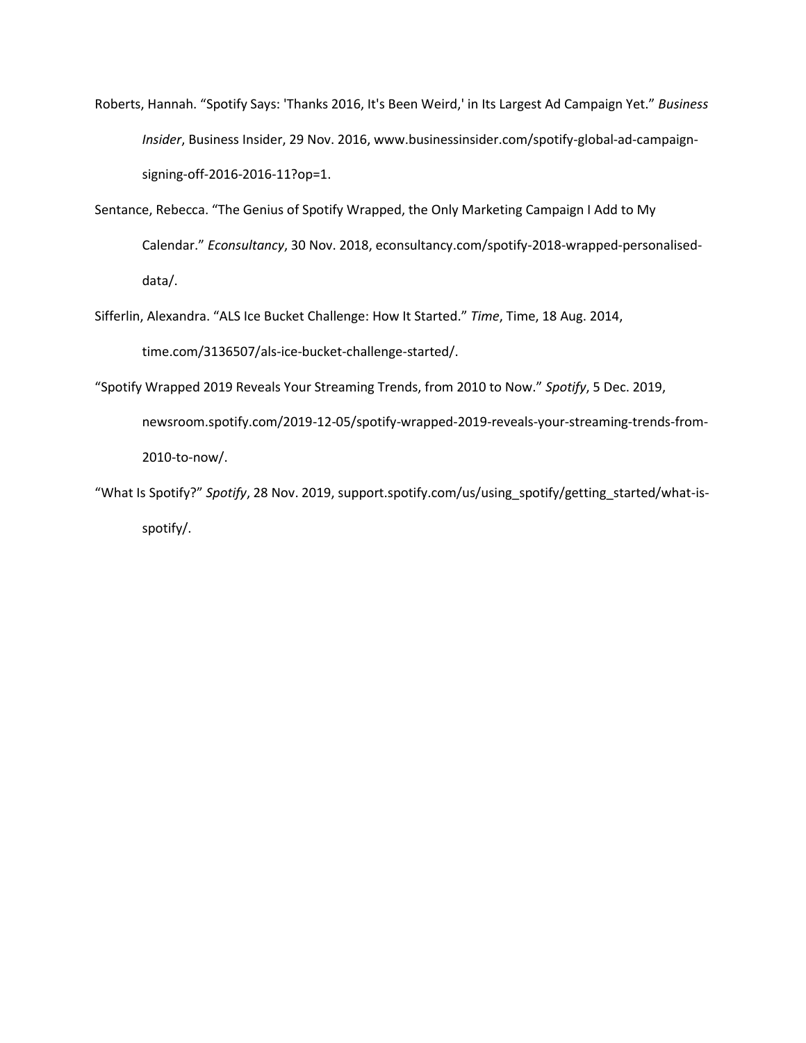Roberts, Hannah. "Spotify Says: 'Thanks 2016, It's Been Weird,' in Its Largest Ad Campaign Yet." *Business Insider*, Business Insider, 29 Nov. 2016, www.businessinsider.com/spotify-global-ad-campaign-signing-off-2016-2016-11?op=1.

Sentance, Rebecca. "The Genius of Spotify Wrapped, the Only Marketing Campaign I Add to My Calendar." *Econsultancy*, 30 Nov. 2018, econsultancy.com/spotify-2018-wrapped-personalised-data/.

Sifferlin, Alexandra. "ALS Ice Bucket Challenge: How It Started." *Time*, Time, 18 Aug. 2014, time.com/3136507/als-ice-bucket-challenge-started/.

"Spotify Wrapped 2019 Reveals Your Streaming Trends, from 2010 to Now." *Spotify*, 5 Dec. 2019, newsroom.spotify.com/2019-12-05/spotify-wrapped-2019-reveals-your-streaming-trends-from-2010-to-now/.

"What Is Spotify?" *Spotify*, 28 Nov. 2019, support.spotify.com/us/using_spotify/getting_started/what-is-spotify/.